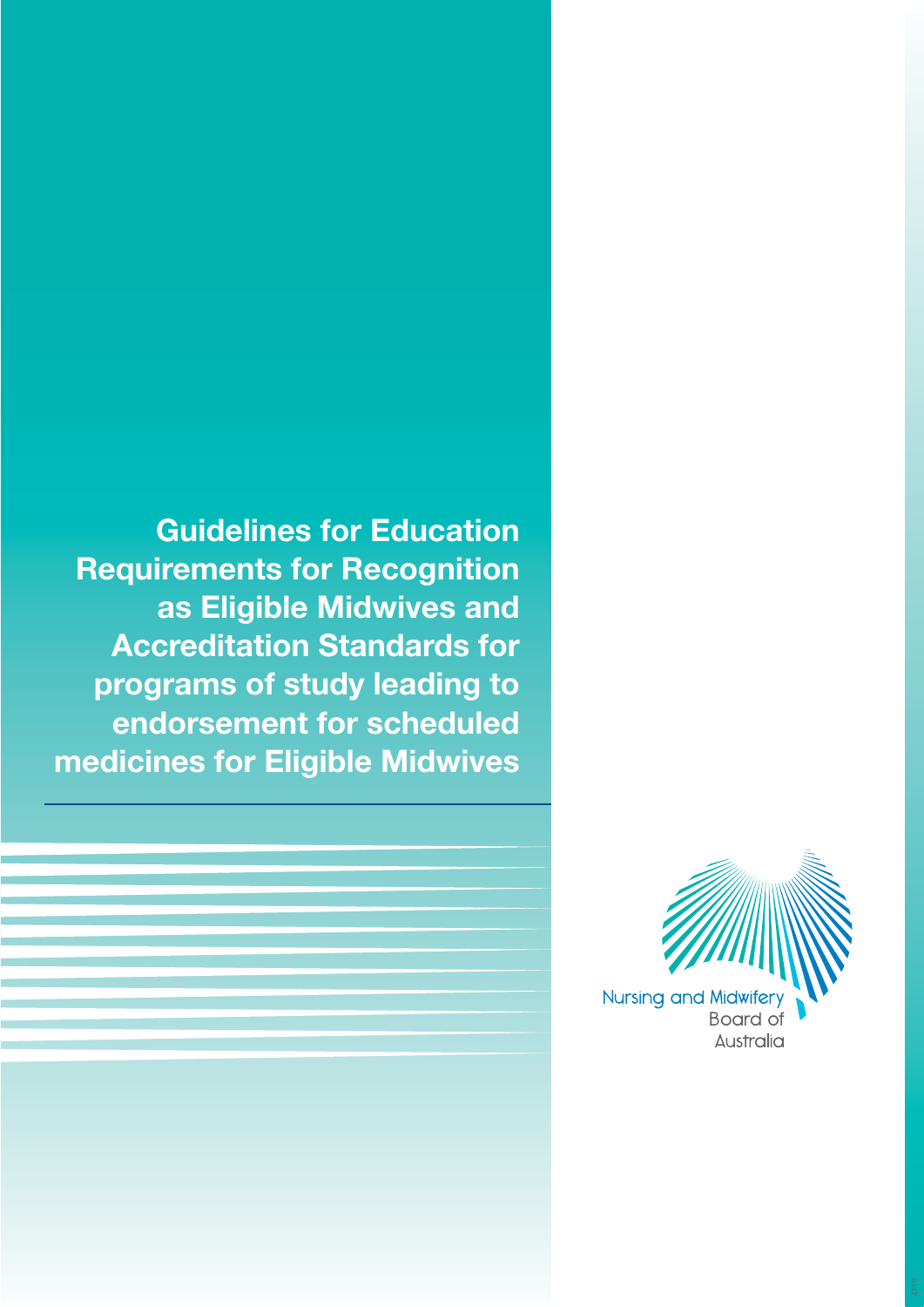# Guidelines for Education Requirements for Recognition as Eligible Midwives and Accreditation Standards for programs of study leading to endorsement for scheduled medicines for Eligible Midwives

Nursing and Midwifery Board of Australia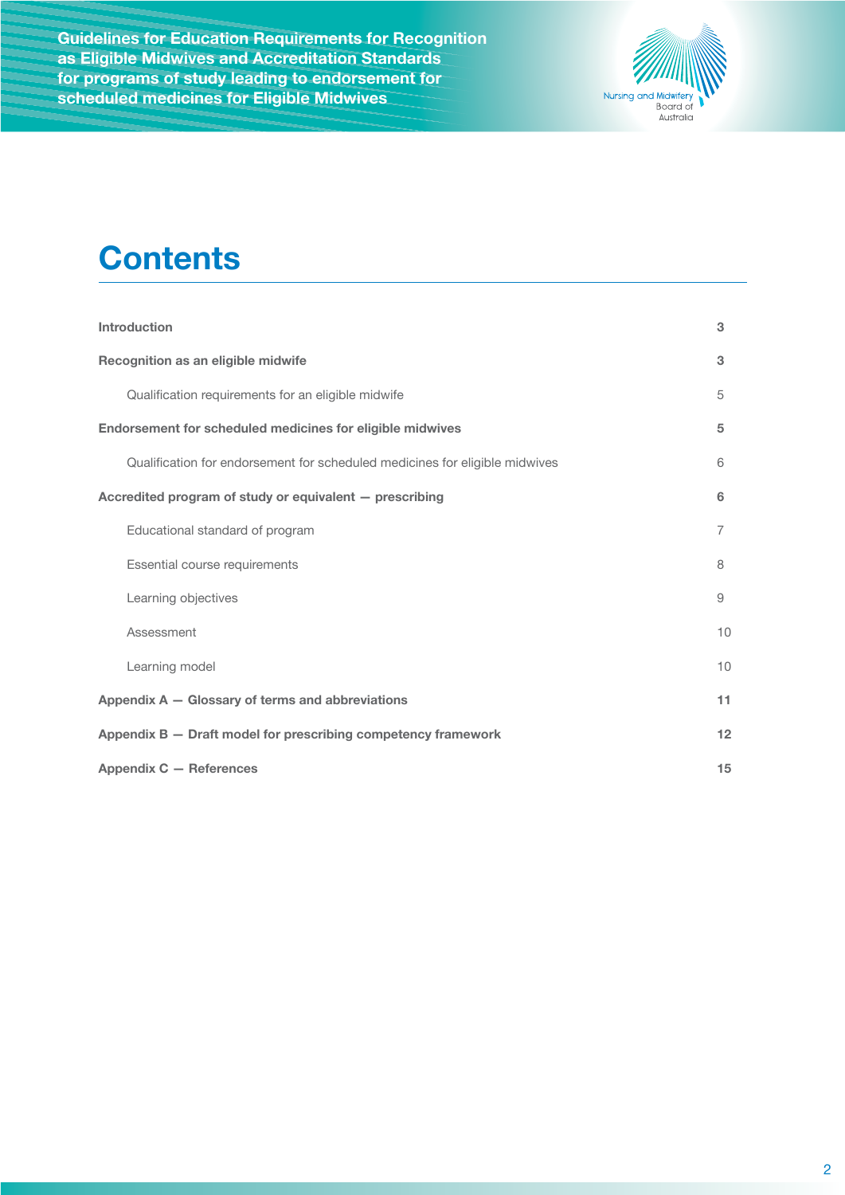# Contents

| | |
|---|---|
| **Introduction** | **3** |
| **Recognition as an eligible midwife** | **3** |
| Qualification requirements for an eligible midwife | 5 |
| **Endorsement for scheduled medicines for eligible midwives** | **5** |
| Qualification for endorsement for scheduled medicines for eligible midwives | 6 |
| **Accredited program of study or equivalent — prescribing** | **6** |
| Educational standard of program | 7 |
| Essential course requirements | 8 |
| Learning objectives | 9 |
| Assessment | 10 |
| Learning model | 10 |
| **Appendix A — Glossary of terms and abbreviations** | **11** |
| **Appendix B — Draft model for prescribing competency framework** | **12** |
| **Appendix C — References** | **15** |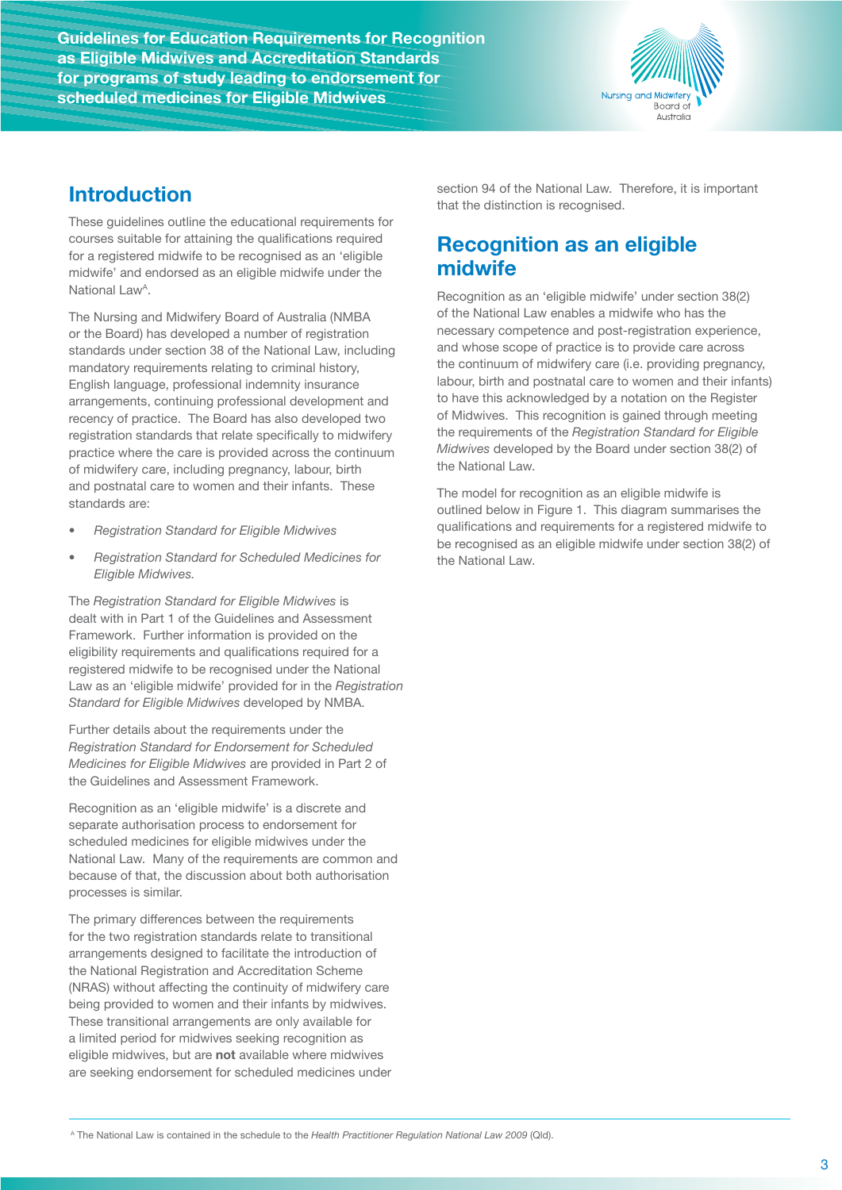## Introduction

These guidelines outline the educational requirements for courses suitable for attaining the qualifications required for a registered midwife to be recognised as an 'eligible midwife' and endorsed as an eligible midwife under the National Law[A].

The Nursing and Midwifery Board of Australia (NMBA or the Board) has developed a number of registration standards under section 38 of the National Law, including mandatory requirements relating to criminal history, English language, professional indemnity insurance arrangements, continuing professional development and recency of practice. The Board has also developed two registration standards that relate specifically to midwifery practice where the care is provided across the continuum of midwifery care, including pregnancy, labour, birth and postnatal care to women and their infants. These standards are:

- *Registration Standard for Eligible Midwives*
- *Registration Standard for Scheduled Medicines for Eligible Midwives.*

The *Registration Standard for Eligible Midwives* is dealt with in Part 1 of the Guidelines and Assessment Framework. Further information is provided on the eligibility requirements and qualifications required for a registered midwife to be recognised under the National Law as an 'eligible midwife' provided for in the *Registration Standard for Eligible Midwives* developed by NMBA.

Further details about the requirements under the *Registration Standard for Endorsement for Scheduled Medicines for Eligible Midwives* are provided in Part 2 of the Guidelines and Assessment Framework.

Recognition as an 'eligible midwife' is a discrete and separate authorisation process to endorsement for scheduled medicines for eligible midwives under the National Law. Many of the requirements are common and because of that, the discussion about both authorisation processes is similar.

The primary differences between the requirements for the two registration standards relate to transitional arrangements designed to facilitate the introduction of the National Registration and Accreditation Scheme (NRAS) without affecting the continuity of midwifery care being provided to women and their infants by midwives. These transitional arrangements are only available for a limited period for midwives seeking recognition as eligible midwives, but are **not** available where midwives are seeking endorsement for scheduled medicines under section 94 of the National Law. Therefore, it is important that the distinction is recognised.

## Recognition as an eligible midwife

Recognition as an 'eligible midwife' under section 38(2) of the National Law enables a midwife who has the necessary competence and post-registration experience, and whose scope of practice is to provide care across the continuum of midwifery care (i.e. providing pregnancy, labour, birth and postnatal care to women and their infants) to have this acknowledged by a notation on the Register of Midwives. This recognition is gained through meeting the requirements of the *Registration Standard for Eligible Midwives* developed by the Board under section 38(2) of the National Law.

The model for recognition as an eligible midwife is outlined below in Figure 1. This diagram summarises the qualifications and requirements for a registered midwife to be recognised as an eligible midwife under section 38(2) of the National Law.

[A] The National Law is contained in the schedule to the *Health Practitioner Regulation National Law 2009* (Qld).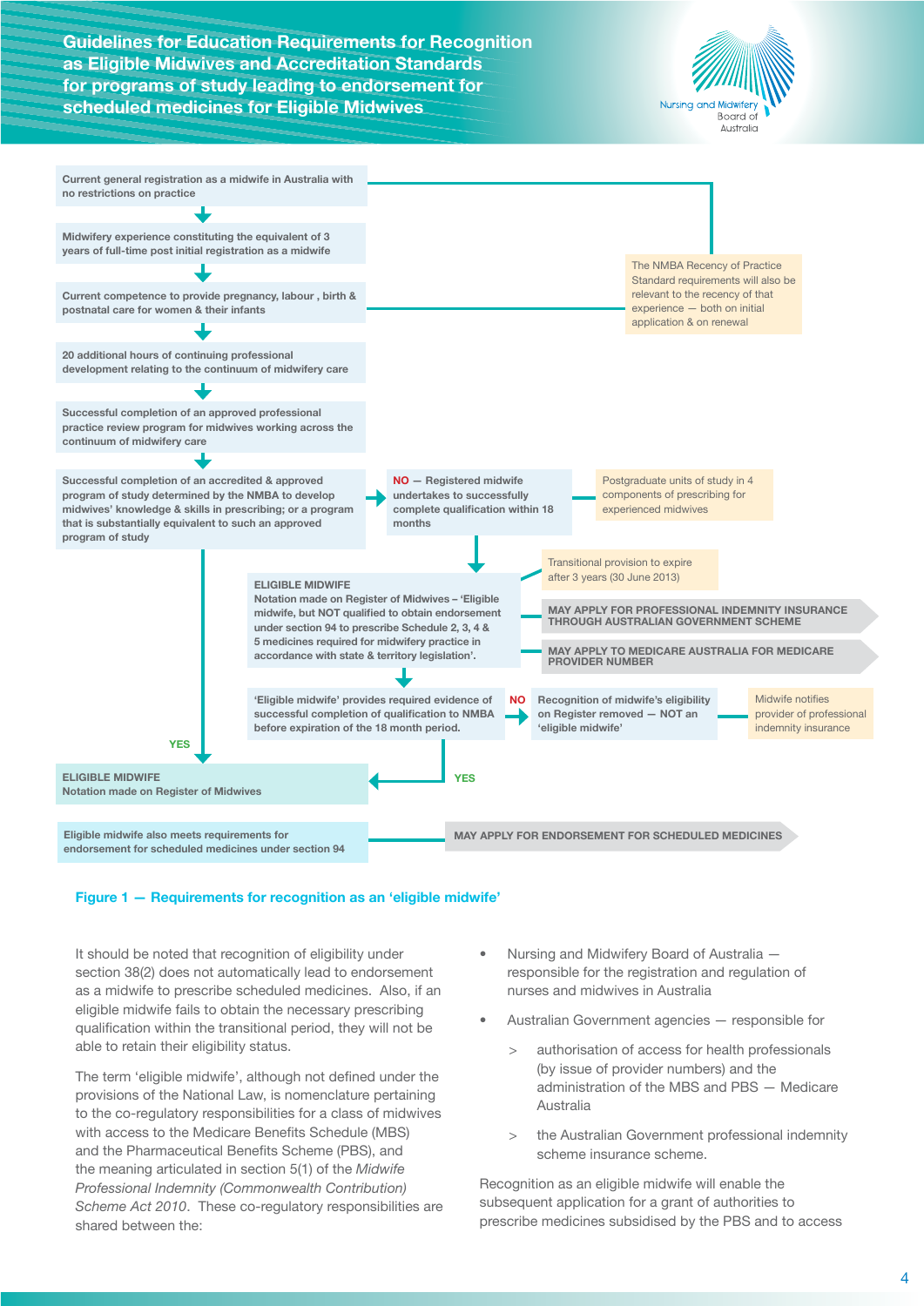Current general registration as a midwife in Australia with no restrictions on practice

↓

Midwifery experience constituting the equivalent of 3 years of full-time post initial registration as a midwife

↓

Current competence to provide pregnancy, labour , birth & postnatal care for women & their infants

↓

20 additional hours of continuing professional development relating to the continuum of midwifery care

↓

Successful completion of an approved professional practice review program for midwives working across the continuum of midwifery care

↓

Successful completion of an accredited & approved program of study determined by the NMBA to develop midwives' knowledge & skills in prescribing; or a program that is substantially equivalent to such an approved program of study

The NMBA Recency of Practice Standard requirements will also be relevant to the recency of that experience — both on initial application & on renewal

**NO** — Registered midwife undertakes to successfully complete qualification within 18 months

Postgraduate units of study in 4 components of prescribing for experienced midwives

Transitional provision to expire after 3 years (30 June 2013)

**ELIGIBLE MIDWIFE**
Notation made on Register of Midwives – 'Eligible midwife, but NOT qualified to obtain endorsement under section 94 to prescribe Schedule 2, 3, 4 & 5 medicines required for midwifery practice in accordance with state & territory legislation'.

MAY APPLY FOR PROFESSIONAL INDEMNITY INSURANCE THROUGH AUSTRALIAN GOVERNMENT SCHEME

MAY APPLY TO MEDICARE AUSTRALIA FOR MEDICARE PROVIDER NUMBER

'Eligible midwife' provides required evidence of successful completion of qualification to NMBA before expiration of the 18 month period.

**NO** — Recognition of midwife's eligibility on Register removed — NOT an 'eligible midwife'

Midwife notifies provider of professional indemnity insurance

**YES**

**ELIGIBLE MIDWIFE**
Notation made on Register of Midwives

Eligible midwife also meets requirements for endorsement for scheduled medicines under section 94

MAY APPLY FOR ENDORSEMENT FOR SCHEDULED MEDICINES

**Figure 1 — Requirements for recognition as an 'eligible midwife'**

It should be noted that recognition of eligibility under section 38(2) does not automatically lead to endorsement as a midwife to prescribe scheduled medicines. Also, if an eligible midwife fails to obtain the necessary prescribing qualification within the transitional period, they will not be able to retain their eligibility status.

The term 'eligible midwife', although not defined under the provisions of the National Law, is nomenclature pertaining to the co-regulatory responsibilities for a class of midwives with access to the Medicare Benefits Schedule (MBS) and the Pharmaceutical Benefits Scheme (PBS), and the meaning articulated in section 5(1) of the *Midwife Professional Indemnity (Commonwealth Contribution) Scheme Act 2010*. These co-regulatory responsibilities are shared between the:

- Nursing and Midwifery Board of Australia — responsible for the registration and regulation of nurses and midwives in Australia
- Australian Government agencies — responsible for
  - authorisation of access for health professionals (by issue of provider numbers) and the administration of the MBS and PBS — Medicare Australia
  - the Australian Government professional indemnity scheme insurance scheme.

Recognition as an eligible midwife will enable the subsequent application for a grant of authorities to prescribe medicines subsidised by the PBS and to access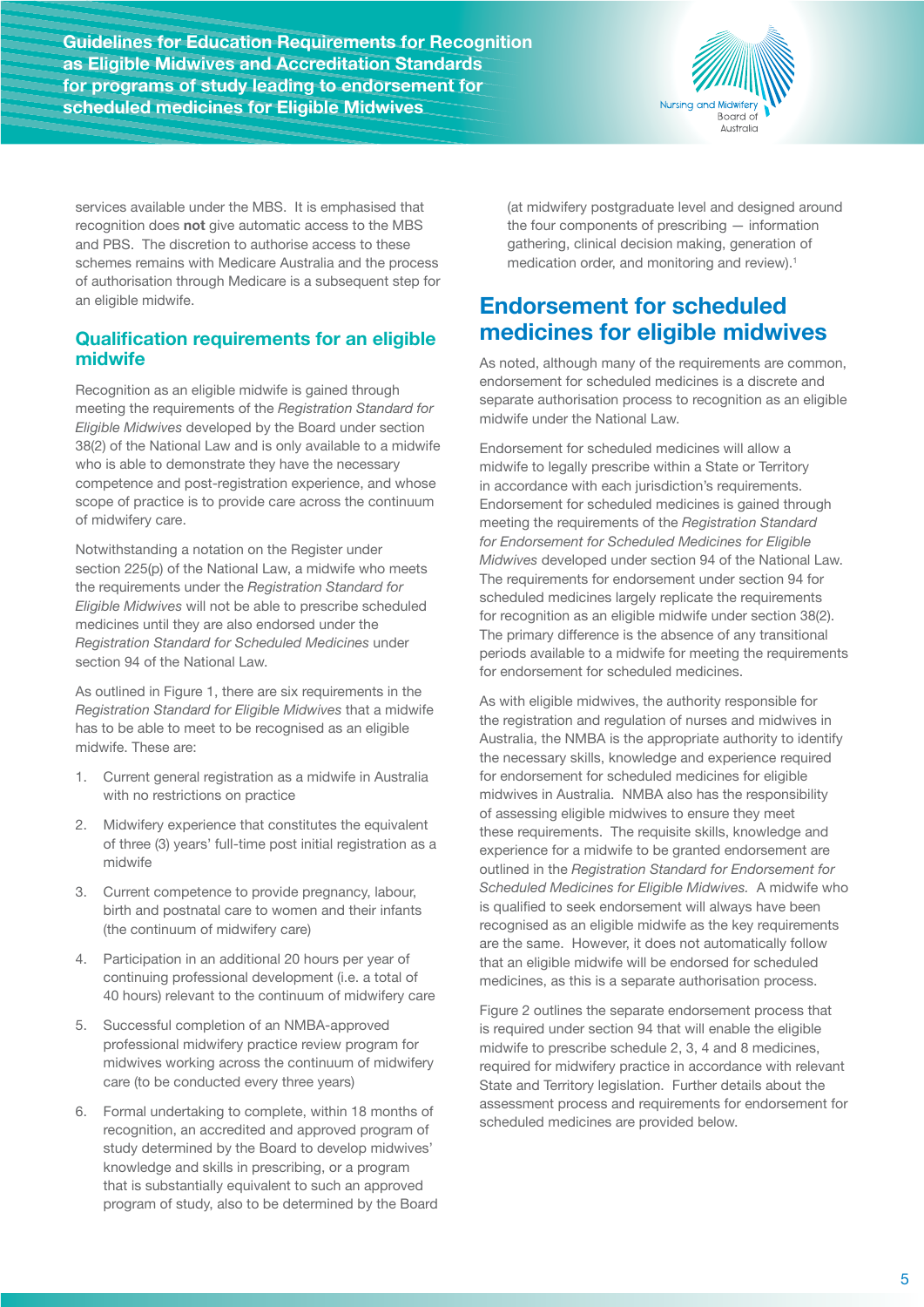services available under the MBS. It is emphasised that recognition does **not** give automatic access to the MBS and PBS. The discretion to authorise access to these schemes remains with Medicare Australia and the process of authorisation through Medicare is a subsequent step for an eligible midwife.

## Qualification requirements for an eligible midwife

Recognition as an eligible midwife is gained through meeting the requirements of the *Registration Standard for Eligible Midwives* developed by the Board under section 38(2) of the National Law and is only available to a midwife who is able to demonstrate they have the necessary competence and post-registration experience, and whose scope of practice is to provide care across the continuum of midwifery care.

Notwithstanding a notation on the Register under section 225(p) of the National Law, a midwife who meets the requirements under the *Registration Standard for Eligible Midwives* will not be able to prescribe scheduled medicines until they are also endorsed under the *Registration Standard for Scheduled Medicines* under section 94 of the National Law.

As outlined in Figure 1, there are six requirements in the *Registration Standard for Eligible Midwives* that a midwife has to be able to meet to be recognised as an eligible midwife. These are:

1. Current general registration as a midwife in Australia with no restrictions on practice
2. Midwifery experience that constitutes the equivalent of three (3) years' full-time post initial registration as a midwife
3. Current competence to provide pregnancy, labour, birth and postnatal care to women and their infants (the continuum of midwifery care)
4. Participation in an additional 20 hours per year of continuing professional development (i.e. a total of 40 hours) relevant to the continuum of midwifery care
5. Successful completion of an NMBA-approved professional midwifery practice review program for midwives working across the continuum of midwifery care (to be conducted every three years)
6. Formal undertaking to complete, within 18 months of recognition, an accredited and approved program of study determined by the Board to develop midwives' knowledge and skills in prescribing, or a program that is substantially equivalent to such an approved program of study, also to be determined by the Board (at midwifery postgraduate level and designed around the four components of prescribing — information gathering, clinical decision making, generation of medication order, and monitoring and review).[1]

## Endorsement for scheduled medicines for eligible midwives

As noted, although many of the requirements are common, endorsement for scheduled medicines is a discrete and separate authorisation process to recognition as an eligible midwife under the National Law.

Endorsement for scheduled medicines will allow a midwife to legally prescribe within a State or Territory in accordance with each jurisdiction's requirements. Endorsement for scheduled medicines is gained through meeting the requirements of the *Registration Standard for Endorsement for Scheduled Medicines for Eligible Midwives* developed under section 94 of the National Law. The requirements for endorsement under section 94 for scheduled medicines largely replicate the requirements for recognition as an eligible midwife under section 38(2). The primary difference is the absence of any transitional periods available to a midwife for meeting the requirements for endorsement for scheduled medicines.

As with eligible midwives, the authority responsible for the registration and regulation of nurses and midwives in Australia, the NMBA is the appropriate authority to identify the necessary skills, knowledge and experience required for endorsement for scheduled medicines for eligible midwives in Australia. NMBA also has the responsibility of assessing eligible midwives to ensure they meet these requirements. The requisite skills, knowledge and experience for a midwife to be granted endorsement are outlined in the *Registration Standard for Endorsement for Scheduled Medicines for Eligible Midwives.* A midwife who is qualified to seek endorsement will always have been recognised as an eligible midwife as the key requirements are the same. However, it does not automatically follow that an eligible midwife will be endorsed for scheduled medicines, as this is a separate authorisation process.

Figure 2 outlines the separate endorsement process that is required under section 94 that will enable the eligible midwife to prescribe schedule 2, 3, 4 and 8 medicines, required for midwifery practice in accordance with relevant State and Territory legislation. Further details about the assessment process and requirements for endorsement for scheduled medicines are provided below.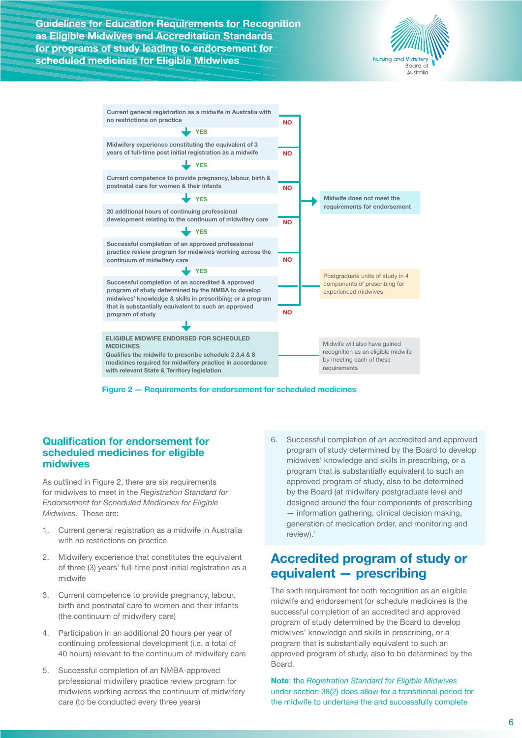Current general registration as a midwife in Australia with no restrictions on practice

↓ YES

Midwifery experience constituting the equivalent of 3 years of full-time post initial registration as a midwife

↓ YES

Current competence to provide pregnancy, labour, birth & postnatal care for women & their infants

↓ YES

20 additional hours of continuing professional development relating to the continuum of midwifery care

↓ YES

Successful completion of an approved professional practice review program for midwives working across the continuum of midwifery care

↓ YES

Successful completion of an accredited & approved program of study determined by the NMBA to develop midwives' knowledge & skills in prescribing; or a program that is substantially equivalent to such an approved program of study

↓

ELIGIBLE MIDWIFE ENDORSED FOR SCHEDULED MEDICINES

Qualifies the midwife to prescribe schedule 2,3,4 & 8 medicines required for midwifery practice in accordance with relevant State & Territory legislation

NO → Midwife does not meet the requirements for endorsement

Postgraduate units of study in 4 components of prescribing for experienced midwives

Midwife will also have gained recognition as an eligible midwife by meeting each of these requirements

Figure 2 — Requirements for endorsement for scheduled medicines

## Qualification for endorsement for scheduled medicines for eligible midwives

As outlined in Figure 2, there are six requirements for midwives to meet in the *Registration Standard for Endorsement for Scheduled Medicines for Eligible Midwives*. These are:

1. Current general registration as a midwife in Australia with no restrictions on practice
2. Midwifery experience that constitutes the equivalent of three (3) years' full-time post initial registration as a midwife
3. Current competence to provide pregnancy, labour, birth and postnatal care to women and their infants (the continuum of midwifery care)
4. Participation in an additional 20 hours per year of continuing professional development (i.e. a total of 40 hours) relevant to the continuum of midwifery care
5. Successful completion of an NMBA-approved professional midwifery practice review program for midwives working across the continuum of midwifery care (to be conducted every three years)
6. Successful completion of an accredited and approved program of study determined by the Board to develop midwives' knowledge and skills in prescribing, or a program that is substantially equivalent to such an approved program of study, also to be determined by the Board (at midwifery postgraduate level and designed around the four components of prescribing — information gathering, clinical decision making, generation of medication order, and monitoring and review).[1]

## Accredited program of study or equivalent — prescribing

The sixth requirement for both recognition as an eligible midwife and endorsement for schedule medicines is the successful completion of an accredited and approved program of study determined by the Board to develop midwives' knowledge and skills in prescribing, or a program that is substantially equivalent to such an approved program of study, also to be determined by the Board.

**Note**: the *Registration Standard for Eligible Midwives* under section 38(2) does allow for a transitional period for the midwife to undertake the and successfully complete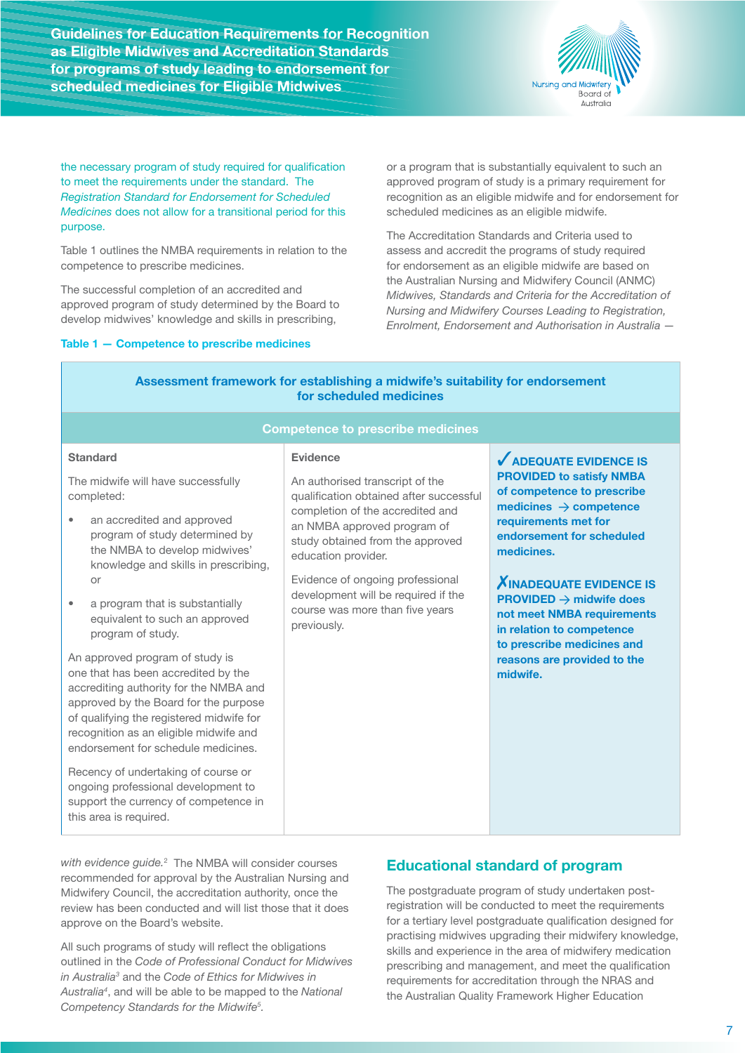the necessary program of study required for qualification to meet the requirements under the standard. The *Registration Standard for Endorsement for Scheduled Medicines* does not allow for a transitional period for this purpose.

Table 1 outlines the NMBA requirements in relation to the competence to prescribe medicines.

The successful completion of an accredited and approved program of study determined by the Board to develop midwives' knowledge and skills in prescribing, or a program that is substantially equivalent to such an approved program of study is a primary requirement for recognition as an eligible midwife and for endorsement for scheduled medicines as an eligible midwife.

The Accreditation Standards and Criteria used to assess and accredit the programs of study required for endorsement as an eligible midwife are based on the Australian Nursing and Midwifery Council (ANMC) *Midwives, Standards and Criteria for the Accreditation of Nursing and Midwifery Courses Leading to Registration, Enrolment, Endorsement and Authorisation in Australia — with evidence guide.*[2] The NMBA will consider courses recommended for approval by the Australian Nursing and Midwifery Council, the accreditation authority, once the review has been conducted and will list those that it does approve on the Board's website.

All such programs of study will reflect the obligations outlined in the *Code of Professional Conduct for Midwives in Australia*[3] and the *Code of Ethics for Midwives in Australia*[4], and will be able to be mapped to the *National Competency Standards for the Midwife*[5].

**Table 1 — Competence to prescribe medicines**

| **Assessment framework for establishing a midwife's suitability for endorsement for scheduled medicines** | | |
|---|---|---|
| **Competence to prescribe medicines** | | |
| **Standard** | **Evidence** | |
| The midwife will have successfully completed:<br>• an accredited and approved program of study determined by the NMBA to develop midwives' knowledge and skills in prescribing, or<br>• a program that is substantially equivalent to such an approved program of study.<br><br>An approved program of study is one that has been accredited by the accrediting authority for the NMBA and approved by the Board for the purpose of qualifying the registered midwife for recognition as an eligible midwife and endorsement for schedule medicines.<br><br>Recency of undertaking of course or ongoing professional development to support the currency of competence in this area is required. | An authorised transcript of the qualification obtained after successful completion of the accredited and an NMBA approved program of study obtained from the approved education provider.<br><br>Evidence of ongoing professional development will be required if the course was more than five years previously. | **✓ ADEQUATE EVIDENCE IS PROVIDED to satisfy NMBA of competence to prescribe medicines → competence requirements met for endorsement for scheduled medicines.**<br><br>**✗ INADEQUATE EVIDENCE IS PROVIDED → midwife does not meet NMBA requirements in relation to competence to prescribe medicines and reasons are provided to the midwife.** |

## Educational standard of program

The postgraduate program of study undertaken post-registration will be conducted to meet the requirements for a tertiary level postgraduate qualification designed for practising midwives upgrading their midwifery knowledge, skills and experience in the area of midwifery medication prescribing and management, and meet the qualification requirements for accreditation through the NRAS and the Australian Quality Framework Higher Education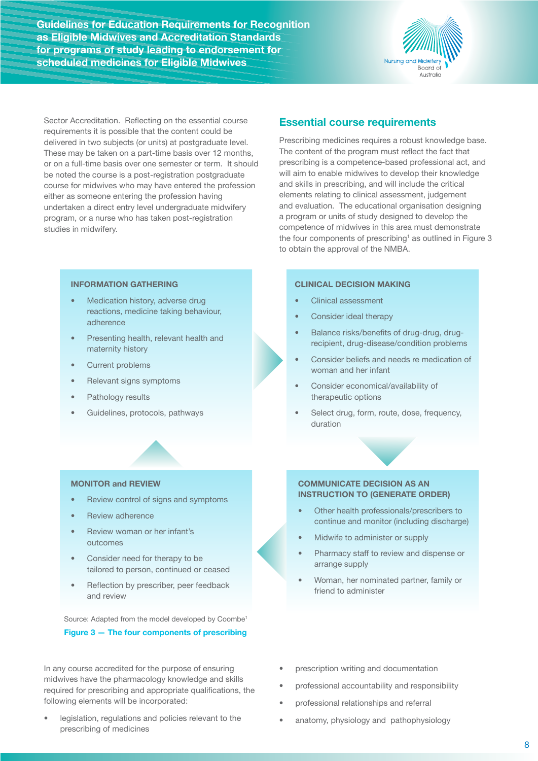Sector Accreditation. Reflecting on the essential course requirements it is possible that the content could be delivered in two subjects (or units) at postgraduate level. These may be taken on a part-time basis over 12 months, or on a full-time basis over one semester or term. It should be noted the course is a post-registration postgraduate course for midwives who may have entered the profession either as someone entering the profession having undertaken a direct entry level undergraduate midwifery program, or a nurse who has taken post-registration studies in midwifery.

## Essential course requirements

Prescribing medicines requires a robust knowledge base. The content of the program must reflect the fact that prescribing is a competence-based professional act, and will aim to enable midwives to develop their knowledge and skills in prescribing, and will include the critical elements relating to clinical assessment, judgement and evaluation. The educational organisation designing a program or units of study designed to develop the competence of midwives in this area must demonstrate the four components of prescribing[1] as outlined in Figure 3 to obtain the approval of the NMBA.

**INFORMATION GATHERING**

- Medication history, adverse drug reactions, medicine taking behaviour, adherence
- Presenting health, relevant health and maternity history
- Current problems
- Relevant signs symptoms
- Pathology results
- Guidelines, protocols, pathways

**CLINICAL DECISION MAKING**

- Clinical assessment
- Consider ideal therapy
- Balance risks/benefits of drug-drug, drug-recipient, drug-disease/condition problems
- Consider beliefs and needs re medication of woman and her infant
- Consider economical/availability of therapeutic options
- Select drug, form, route, dose, frequency, duration

**COMMUNICATE DECISION AS AN INSTRUCTION TO (GENERATE ORDER)**

- Other health professionals/prescribers to continue and monitor (including discharge)
- Midwife to administer or supply
- Pharmacy staff to review and dispense or arrange supply
- Woman, her nominated partner, family or friend to administer

**MONITOR and REVIEW**

- Review control of signs and symptoms
- Review adherence
- Review woman or her infant's outcomes
- Consider need for therapy to be tailored to person, continued or ceased
- Reflection by prescriber, peer feedback and review

Source: Adapted from the model developed by Coombe[1]

**Figure 3 — The four components of prescribing**

In any course accredited for the purpose of ensuring midwives have the pharmacology knowledge and skills required for prescribing and appropriate qualifications, the following elements will be incorporated:

- legislation, regulations and policies relevant to the prescribing of medicines
- prescription writing and documentation
- professional accountability and responsibility
- professional relationships and referral
- anatomy, physiology and pathophysiology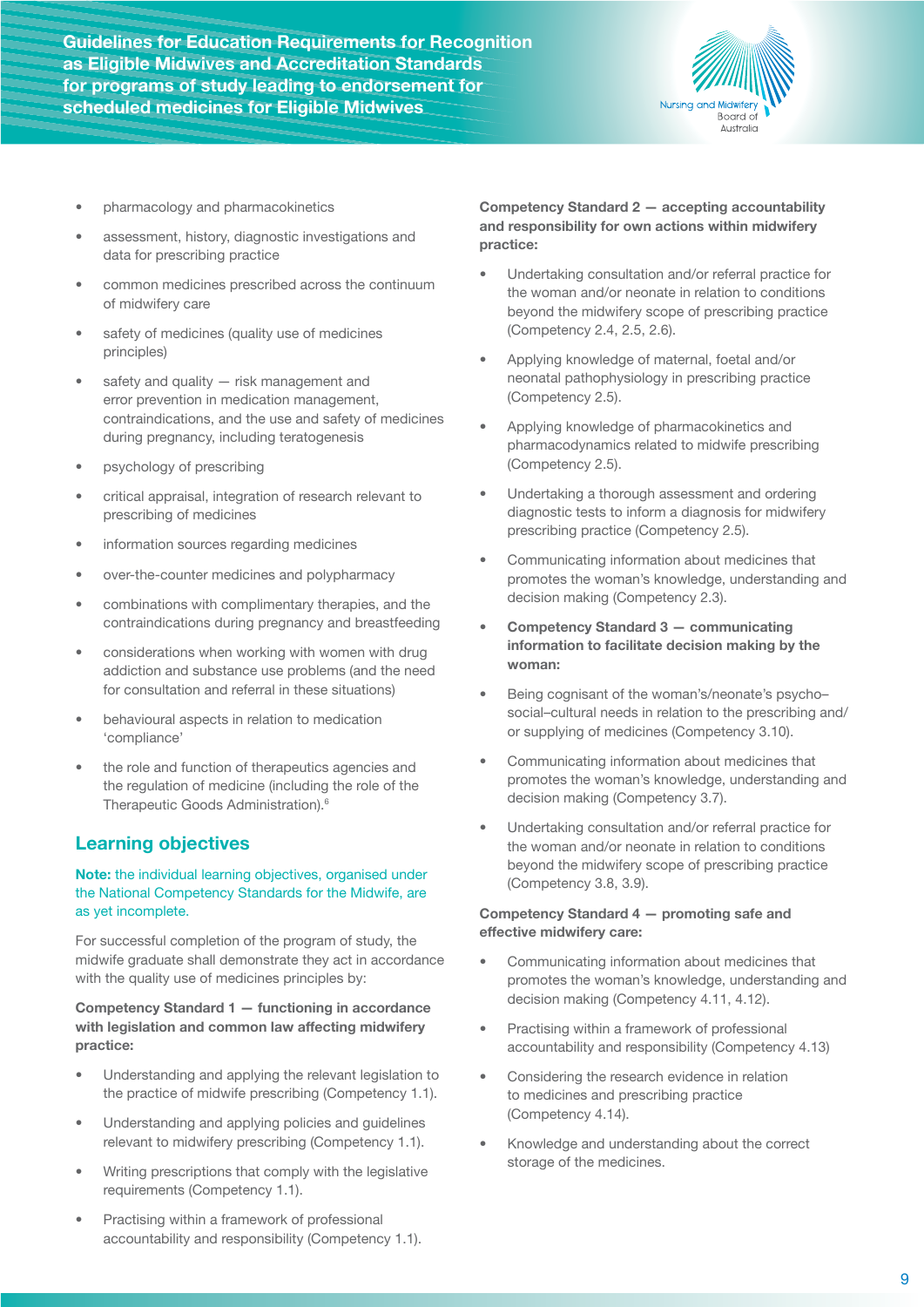- pharmacology and pharmacokinetics
- assessment, history, diagnostic investigations and data for prescribing practice
- common medicines prescribed across the continuum of midwifery care
- safety of medicines (quality use of medicines principles)
- safety and quality — risk management and error prevention in medication management, contraindications, and the use and safety of medicines during pregnancy, including teratogenesis
- psychology of prescribing
- critical appraisal, integration of research relevant to prescribing of medicines
- information sources regarding medicines
- over-the-counter medicines and polypharmacy
- combinations with complimentary therapies, and the contraindications during pregnancy and breastfeeding
- considerations when working with women with drug addiction and substance use problems (and the need for consultation and referral in these situations)
- behavioural aspects in relation to medication 'compliance'
- the role and function of therapeutics agencies and the regulation of medicine (including the role of the Therapeutic Goods Administration).[6]

## Learning objectives

**Note:** the individual learning objectives, organised under the National Competency Standards for the Midwife, are as yet incomplete.

For successful completion of the program of study, the midwife graduate shall demonstrate they act in accordance with the quality use of medicines principles by:

**Competency Standard 1 — functioning in accordance with legislation and common law affecting midwifery practice:**

- Understanding and applying the relevant legislation to the practice of midwife prescribing (Competency 1.1).
- Understanding and applying policies and guidelines relevant to midwifery prescribing (Competency 1.1).
- Writing prescriptions that comply with the legislative requirements (Competency 1.1).
- Practising within a framework of professional accountability and responsibility (Competency 1.1).

**Competency Standard 2 — accepting accountability and responsibility for own actions within midwifery practice:**

- Undertaking consultation and/or referral practice for the woman and/or neonate in relation to conditions beyond the midwifery scope of prescribing practice (Competency 2.4, 2.5, 2.6).
- Applying knowledge of maternal, foetal and/or neonatal pathophysiology in prescribing practice (Competency 2.5).
- Applying knowledge of pharmacokinetics and pharmacodynamics related to midwife prescribing (Competency 2.5).
- Undertaking a thorough assessment and ordering diagnostic tests to inform a diagnosis for midwifery prescribing practice (Competency 2.5).
- Communicating information about medicines that promotes the woman's knowledge, understanding and decision making (Competency 2.3).

**Competency Standard 3 — communicating information to facilitate decision making by the woman:**

- Being cognisant of the woman's/neonate's psycho–social–cultural needs in relation to the prescribing and/or supplying of medicines (Competency 3.10).
- Communicating information about medicines that promotes the woman's knowledge, understanding and decision making (Competency 3.7).
- Undertaking consultation and/or referral practice for the woman and/or neonate in relation to conditions beyond the midwifery scope of prescribing practice (Competency 3.8, 3.9).

**Competency Standard 4 — promoting safe and effective midwifery care:**

- Communicating information about medicines that promotes the woman's knowledge, understanding and decision making (Competency 4.11, 4.12).
- Practising within a framework of professional accountability and responsibility (Competency 4.13)
- Considering the research evidence in relation to medicines and prescribing practice (Competency 4.14).
- Knowledge and understanding about the correct storage of the medicines.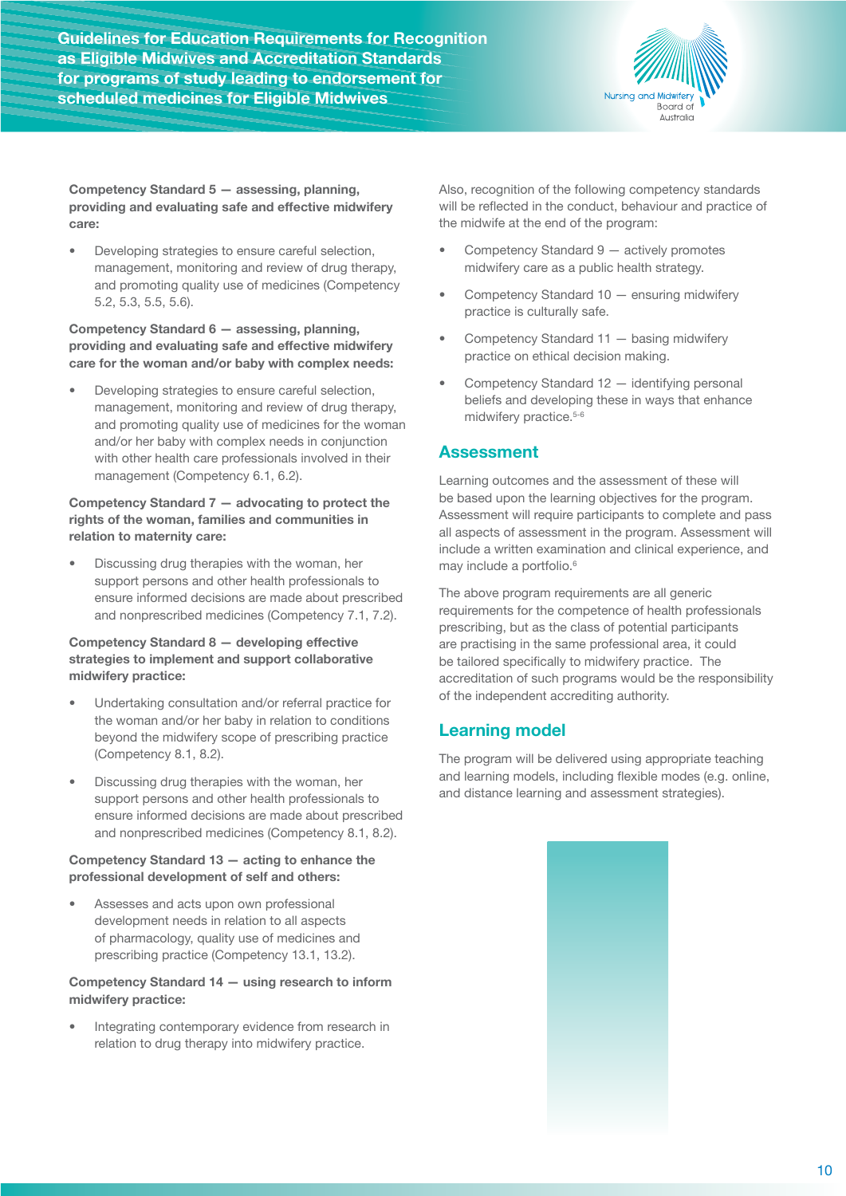**Competency Standard 5 — assessing, planning, providing and evaluating safe and effective midwifery care:**

- Developing strategies to ensure careful selection, management, monitoring and review of drug therapy, and promoting quality use of medicines (Competency 5.2, 5.3, 5.5, 5.6).

**Competency Standard 6 — assessing, planning, providing and evaluating safe and effective midwifery care for the woman and/or baby with complex needs:**

- Developing strategies to ensure careful selection, management, monitoring and review of drug therapy, and promoting quality use of medicines for the woman and/or her baby with complex needs in conjunction with other health care professionals involved in their management (Competency 6.1, 6.2).

**Competency Standard 7 — advocating to protect the rights of the woman, families and communities in relation to maternity care:**

- Discussing drug therapies with the woman, her support persons and other health professionals to ensure informed decisions are made about prescribed and nonprescribed medicines (Competency 7.1, 7.2).

**Competency Standard 8 — developing effective strategies to implement and support collaborative midwifery practice:**

- Undertaking consultation and/or referral practice for the woman and/or her baby in relation to conditions beyond the midwifery scope of prescribing practice (Competency 8.1, 8.2).
- Discussing drug therapies with the woman, her support persons and other health professionals to ensure informed decisions are made about prescribed and nonprescribed medicines (Competency 8.1, 8.2).

**Competency Standard 13 — acting to enhance the professional development of self and others:**

- Assesses and acts upon own professional development needs in relation to all aspects of pharmacology, quality use of medicines and prescribing practice (Competency 13.1, 13.2).

**Competency Standard 14 — using research to inform midwifery practice:**

- Integrating contemporary evidence from research in relation to drug therapy into midwifery practice.

Also, recognition of the following competency standards will be reflected in the conduct, behaviour and practice of the midwife at the end of the program:

- Competency Standard 9 — actively promotes midwifery care as a public health strategy.
- Competency Standard 10 — ensuring midwifery practice is culturally safe.
- Competency Standard 11 — basing midwifery practice on ethical decision making.
- Competency Standard 12 — identifying personal beliefs and developing these in ways that enhance midwifery practice.[5-6]

## Assessment

Learning outcomes and the assessment of these will be based upon the learning objectives for the program. Assessment will require participants to complete and pass all aspects of assessment in the program. Assessment will include a written examination and clinical experience, and may include a portfolio.[6]

The above program requirements are all generic requirements for the competence of health professionals prescribing, but as the class of potential participants are practising in the same professional area, it could be tailored specifically to midwifery practice. The accreditation of such programs would be the responsibility of the independent accrediting authority.

## Learning model

The program will be delivered using appropriate teaching and learning models, including flexible modes (e.g. online, and distance learning and assessment strategies).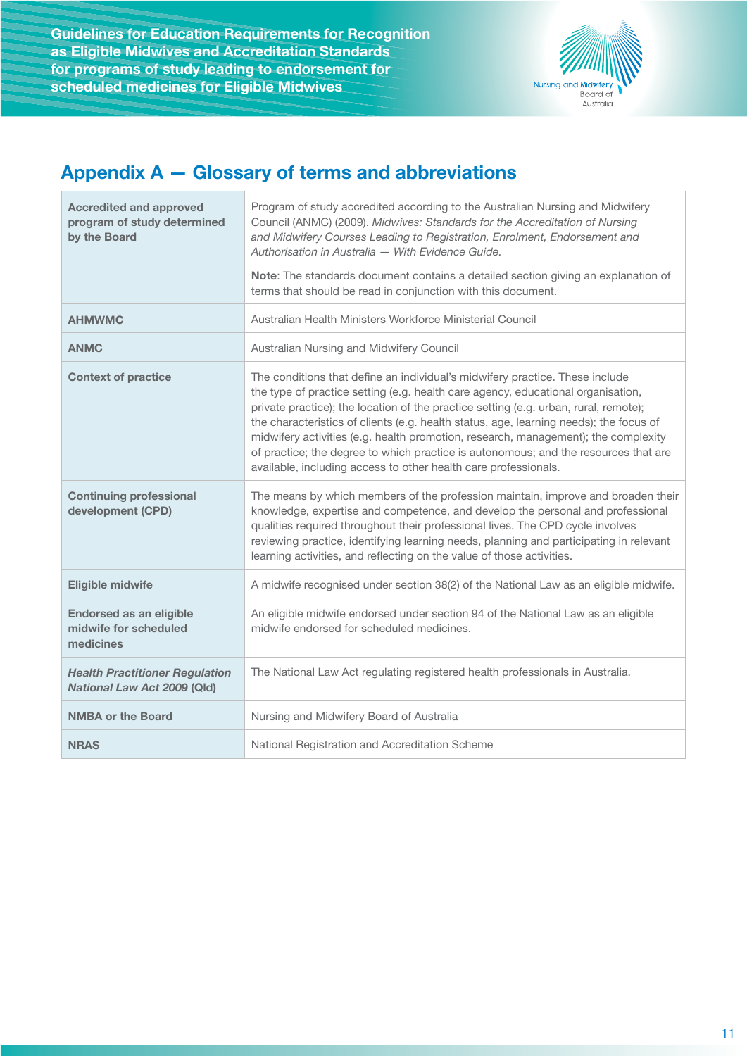## Appendix A — Glossary of terms and abbreviations

| Term | Definition |
|---|---|
| **Accredited and approved program of study determined by the Board** | Program of study accredited according to the Australian Nursing and Midwifery Council (ANMC) (2009). *Midwives: Standards for the Accreditation of Nursing and Midwifery Courses Leading to Registration, Enrolment, Endorsement and Authorisation in Australia — With Evidence Guide.*<br><br>**Note**: The standards document contains a detailed section giving an explanation of terms that should be read in conjunction with this document. |
| **AHMWMC** | Australian Health Ministers Workforce Ministerial Council |
| **ANMC** | Australian Nursing and Midwifery Council |
| **Context of practice** | The conditions that define an individual's midwifery practice. These include the type of practice setting (e.g. health care agency, educational organisation, private practice); the location of the practice setting (e.g. urban, rural, remote); the characteristics of clients (e.g. health status, age, learning needs); the focus of midwifery activities (e.g. health promotion, research, management); the complexity of practice; the degree to which practice is autonomous; and the resources that are available, including access to other health care professionals. |
| **Continuing professional development (CPD)** | The means by which members of the profession maintain, improve and broaden their knowledge, expertise and competence, and develop the personal and professional qualities required throughout their professional lives. The CPD cycle involves reviewing practice, identifying learning needs, planning and participating in relevant learning activities, and reflecting on the value of those activities. |
| **Eligible midwife** | A midwife recognised under section 38(2) of the National Law as an eligible midwife. |
| **Endorsed as an eligible midwife for scheduled medicines** | An eligible midwife endorsed under section 94 of the National Law as an eligible midwife endorsed for scheduled medicines. |
| ***Health Practitioner Regulation National Law Act 2009* (Qld)** | The National Law Act regulating registered health professionals in Australia. |
| **NMBA or the Board** | Nursing and Midwifery Board of Australia |
| **NRAS** | National Registration and Accreditation Scheme |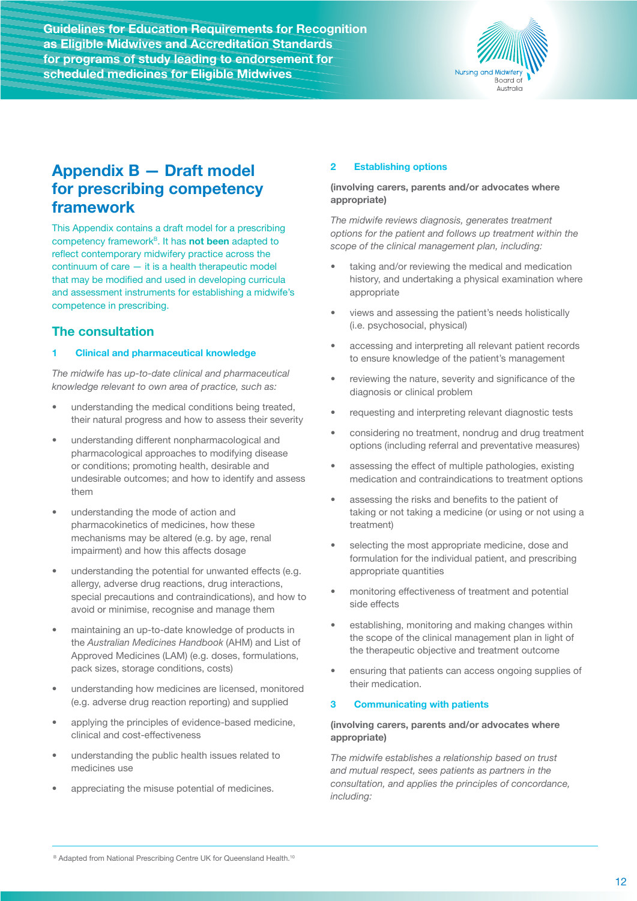# Appendix B — Draft model for prescribing competency framework

This Appendix contains a draft model for a prescribing competency framework[B]. It has **not been** adapted to reflect contemporary midwifery practice across the continuum of care — it is a health therapeutic model that may be modified and used in developing curricula and assessment instruments for establishing a midwife's competence in prescribing.

## The consultation

### 1 Clinical and pharmaceutical knowledge

*The midwife has up-to-date clinical and pharmaceutical knowledge relevant to own area of practice, such as:*

- understanding the medical conditions being treated, their natural progress and how to assess their severity
- understanding different nonpharmacological and pharmacological approaches to modifying disease or conditions; promoting health, desirable and undesirable outcomes; and how to identify and assess them
- understanding the mode of action and pharmacokinetics of medicines, how these mechanisms may be altered (e.g. by age, renal impairment) and how this affects dosage
- understanding the potential for unwanted effects (e.g. allergy, adverse drug reactions, drug interactions, special precautions and contraindications), and how to avoid or minimise, recognise and manage them
- maintaining an up-to-date knowledge of products in the *Australian Medicines Handbook* (AHM) and List of Approved Medicines (LAM) (e.g. doses, formulations, pack sizes, storage conditions, costs)
- understanding how medicines are licensed, monitored (e.g. adverse drug reaction reporting) and supplied
- applying the principles of evidence-based medicine, clinical and cost-effectiveness
- understanding the public health issues related to medicines use
- appreciating the misuse potential of medicines.

### 2 Establishing options

**(involving carers, parents and/or advocates where appropriate)**

*The midwife reviews diagnosis, generates treatment options for the patient and follows up treatment within the scope of the clinical management plan, including:*

- taking and/or reviewing the medical and medication history, and undertaking a physical examination where appropriate
- views and assessing the patient's needs holistically (i.e. psychosocial, physical)
- accessing and interpreting all relevant patient records to ensure knowledge of the patient's management
- reviewing the nature, severity and significance of the diagnosis or clinical problem
- requesting and interpreting relevant diagnostic tests
- considering no treatment, nondrug and drug treatment options (including referral and preventative measures)
- assessing the effect of multiple pathologies, existing medication and contraindications to treatment options
- assessing the risks and benefits to the patient of taking or not taking a medicine (or using or not using a treatment)
- selecting the most appropriate medicine, dose and formulation for the individual patient, and prescribing appropriate quantities
- monitoring effectiveness of treatment and potential side effects
- establishing, monitoring and making changes within the scope of the clinical management plan in light of the therapeutic objective and treatment outcome
- ensuring that patients can access ongoing supplies of their medication.

### 3 Communicating with patients

**(involving carers, parents and/or advocates where appropriate)**

*The midwife establishes a relationship based on trust and mutual respect, sees patients as partners in the consultation, and applies the principles of concordance, including:*

[B] Adapted from National Prescribing Centre UK for Queensland Health.[10]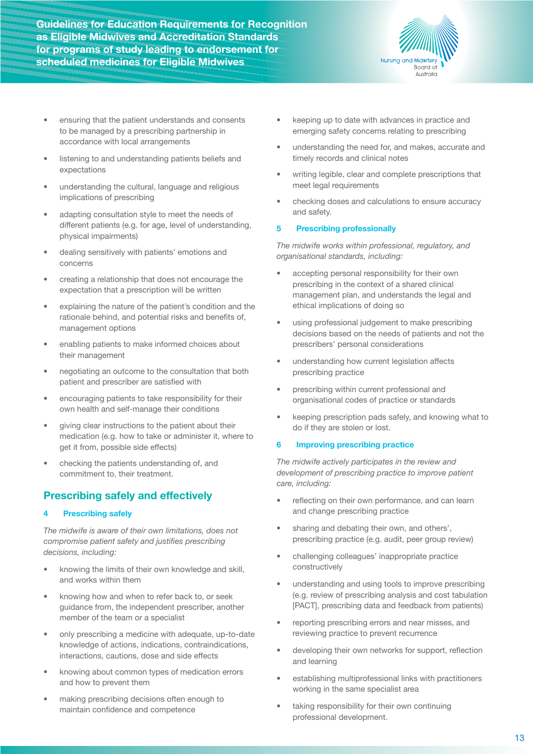- ensuring that the patient understands and consents to be managed by a prescribing partnership in accordance with local arrangements
- listening to and understanding patients beliefs and expectations
- understanding the cultural, language and religious implications of prescribing
- adapting consultation style to meet the needs of different patients (e.g. for age, level of understanding, physical impairments)
- dealing sensitively with patients' emotions and concerns
- creating a relationship that does not encourage the expectation that a prescription will be written
- explaining the nature of the patient's condition and the rationale behind, and potential risks and benefits of, management options
- enabling patients to make informed choices about their management
- negotiating an outcome to the consultation that both patient and prescriber are satisfied with
- encouraging patients to take responsibility for their own health and self-manage their conditions
- giving clear instructions to the patient about their medication (e.g. how to take or administer it, where to get it from, possible side effects)
- checking the patients understanding of, and commitment to, their treatment.

## Prescribing safely and effectively

### 4 Prescribing safely

*The midwife is aware of their own limitations, does not compromise patient safety and justifies prescribing decisions, including:*

- knowing the limits of their own knowledge and skill, and works within them
- knowing how and when to refer back to, or seek guidance from, the independent prescriber, another member of the team or a specialist
- only prescribing a medicine with adequate, up-to-date knowledge of actions, indications, contraindications, interactions, cautions, dose and side effects
- knowing about common types of medication errors and how to prevent them
- making prescribing decisions often enough to maintain confidence and competence
- keeping up to date with advances in practice and emerging safety concerns relating to prescribing
- understanding the need for, and makes, accurate and timely records and clinical notes
- writing legible, clear and complete prescriptions that meet legal requirements
- checking doses and calculations to ensure accuracy and safety.

### 5 Prescribing professionally

*The midwife works within professional, regulatory, and organisational standards, including:*

- accepting personal responsibility for their own prescribing in the context of a shared clinical management plan, and understands the legal and ethical implications of doing so
- using professional judgement to make prescribing decisions based on the needs of patients and not the prescribers' personal considerations
- understanding how current legislation affects prescribing practice
- prescribing within current professional and organisational codes of practice or standards
- keeping prescription pads safely, and knowing what to do if they are stolen or lost.

### 6 Improving prescribing practice

*The midwife actively participates in the review and development of prescribing practice to improve patient care, including:*

- reflecting on their own performance, and can learn and change prescribing practice
- sharing and debating their own, and others', prescribing practice (e.g. audit, peer group review)
- challenging colleagues' inappropriate practice constructively
- understanding and using tools to improve prescribing (e.g. review of prescribing analysis and cost tabulation [PACT], prescribing data and feedback from patients)
- reporting prescribing errors and near misses, and reviewing practice to prevent recurrence
- developing their own networks for support, reflection and learning
- establishing multiprofessional links with practitioners working in the same specialist area
- taking responsibility for their own continuing professional development.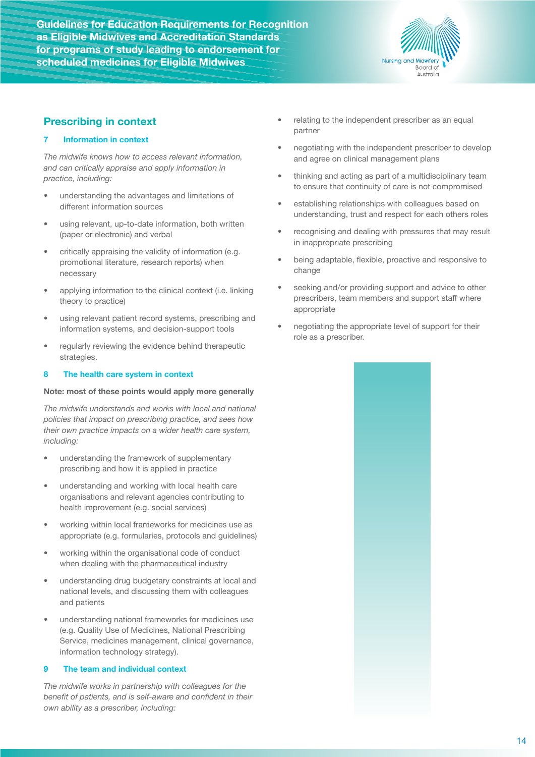## Prescribing in context

### 7 Information in context

*The midwife knows how to access relevant information, and can critically appraise and apply information in practice, including:*

- understanding the advantages and limitations of different information sources
- using relevant, up-to-date information, both written (paper or electronic) and verbal
- critically appraising the validity of information (e.g. promotional literature, research reports) when necessary
- applying information to the clinical context (i.e. linking theory to practice)
- using relevant patient record systems, prescribing and information systems, and decision-support tools
- regularly reviewing the evidence behind therapeutic strategies.

### 8 The health care system in context

**Note: most of these points would apply more generally**

*The midwife understands and works with local and national policies that impact on prescribing practice, and sees how their own practice impacts on a wider health care system, including:*

- understanding the framework of supplementary prescribing and how it is applied in practice
- understanding and working with local health care organisations and relevant agencies contributing to health improvement (e.g. social services)
- working within local frameworks for medicines use as appropriate (e.g. formularies, protocols and guidelines)
- working within the organisational code of conduct when dealing with the pharmaceutical industry
- understanding drug budgetary constraints at local and national levels, and discussing them with colleagues and patients
- understanding national frameworks for medicines use (e.g. Quality Use of Medicines, National Prescribing Service, medicines management, clinical governance, information technology strategy).

### 9 The team and individual context

*The midwife works in partnership with colleagues for the benefit of patients, and is self-aware and confident in their own ability as a prescriber, including:*

- relating to the independent prescriber as an equal partner
- negotiating with the independent prescriber to develop and agree on clinical management plans
- thinking and acting as part of a multidisciplinary team to ensure that continuity of care is not compromised
- establishing relationships with colleagues based on understanding, trust and respect for each others roles
- recognising and dealing with pressures that may result in inappropriate prescribing
- being adaptable, flexible, proactive and responsive to change
- seeking and/or providing support and advice to other prescribers, team members and support staff where appropriate
- negotiating the appropriate level of support for their role as a prescriber.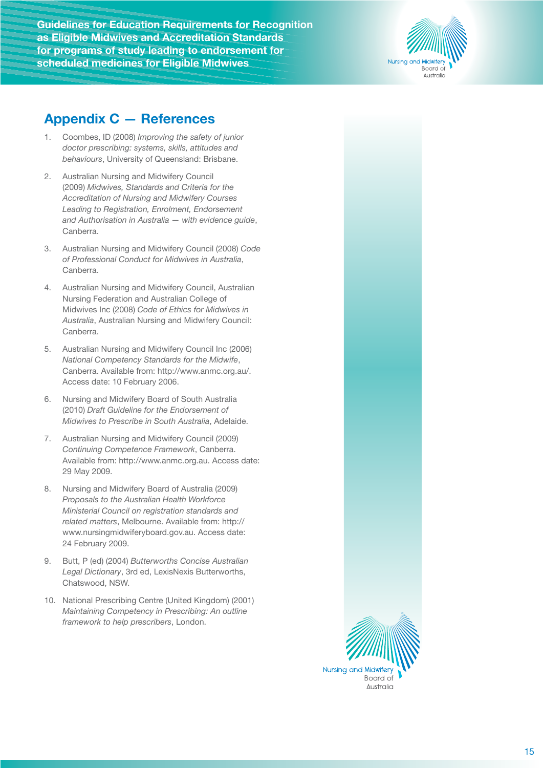## Appendix C — References

1. Coombes, ID (2008) *Improving the safety of junior doctor prescribing: systems, skills, attitudes and behaviours*, University of Queensland: Brisbane.

2. Australian Nursing and Midwifery Council (2009) *Midwives, Standards and Criteria for the Accreditation of Nursing and Midwifery Courses Leading to Registration, Enrolment, Endorsement and Authorisation in Australia — with evidence guide*, Canberra.

3. Australian Nursing and Midwifery Council (2008) *Code of Professional Conduct for Midwives in Australia*, Canberra.

4. Australian Nursing and Midwifery Council, Australian Nursing Federation and Australian College of Midwives Inc (2008) *Code of Ethics for Midwives in Australia*, Australian Nursing and Midwifery Council: Canberra.

5. Australian Nursing and Midwifery Council Inc (2006) *National Competency Standards for the Midwife*, Canberra. Available from: http://www.anmc.org.au/. Access date: 10 February 2006.

6. Nursing and Midwifery Board of South Australia (2010) *Draft Guideline for the Endorsement of Midwives to Prescribe in South Australia*, Adelaide.

7. Australian Nursing and Midwifery Council (2009) *Continuing Competence Framework*, Canberra. Available from: http://www.anmc.org.au. Access date: 29 May 2009.

8. Nursing and Midwifery Board of Australia (2009) *Proposals to the Australian Health Workforce Ministerial Council on registration standards and related matters*, Melbourne. Available from: http://www.nursingmidwiferyboard.gov.au. Access date: 24 February 2009.

9. Butt, P (ed) (2004) *Butterworths Concise Australian Legal Dictionary*, 3rd ed, LexisNexis Butterworths, Chatswood, NSW.

10. National Prescribing Centre (United Kingdom) (2001) *Maintaining Competency in Prescribing: An outline framework to help prescribers*, London.